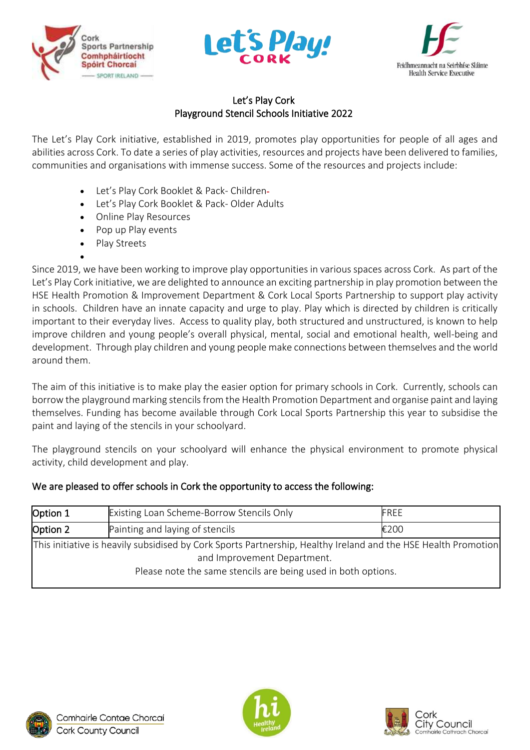# Let's Play Cork
## Playground Stencil Schools Initiative 2022

The Let's Play Cork initiative, established in 2019, promotes play opportunities for people of all ages and abilities across Cork. To date a series of play activities, resources and projects have been delivered to families, communities and organisations with immense success. Some of the resources and projects include:

- Let's Play Cork Booklet & Pack- Children-
- Let's Play Cork Booklet & Pack- Older Adults
- Online Play Resources
- Pop up Play events
- Play Streets

Since 2019, we have been working to improve play opportunities in various spaces across Cork. As part of the Let's Play Cork initiative, we are delighted to announce an exciting partnership in play promotion between the HSE Health Promotion & Improvement Department & Cork Local Sports Partnership to support play activity in schools. Children have an innate capacity and urge to play. Play which is directed by children is critically important to their everyday lives. Access to quality play, both structured and unstructured, is known to help improve children and young people's overall physical, mental, social and emotional health, well-being and development. Through play children and young people make connections between themselves and the world around them.

The aim of this initiative is to make play the easier option for primary schools in Cork. Currently, schools can borrow the playground marking stencils from the Health Promotion Department and organise paint and laying themselves. Funding has become available through Cork Local Sports Partnership this year to subsidise the paint and laying of the stencils in your schoolyard.

The playground stencils on your schoolyard will enhance the physical environment to promote physical activity, child development and play.

**We are pleased to offer schools in Cork the opportunity to access the following:**

| | | |
|---|---|---|
| Option 1 | Existing Loan Scheme-Borrow Stencils Only | FREE |
| Option 2 | Painting and laying of stencils | €200 |
| This initiative is heavily subsidised by Cork Sports Partnership, Healthy Ireland and the HSE Health Promotion and Improvement Department. Please note the same stencils are being used in both options. | | |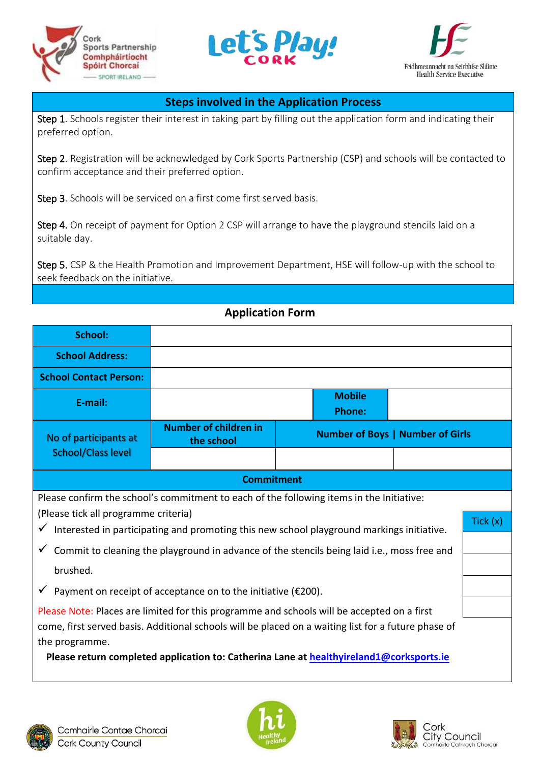## Steps involved in the Application Process

**Step 1**. Schools register their interest in taking part by filling out the application form and indicating their preferred option.

**Step 2**. Registration will be acknowledged by Cork Sports Partnership (CSP) and schools will be contacted to confirm acceptance and their preferred option.

**Step 3**. Schools will be serviced on a first come first served basis.

**Step 4.** On receipt of payment for Option 2 CSP will arrange to have the playground stencils laid on a suitable day.

**Step 5.** CSP & the Health Promotion and Improvement Department, HSE will follow-up with the school to seek feedback on the initiative.

## Application Form

| | | | |
|---|---|---|---|
| **School:** | | | |
| **School Address:** | | | |
| **School Contact Person:** | | | |
| **E-mail:** | | **Mobile Phone:** | |
| No of participants at School/Class level | **Number of children in the school** | **Number of Boys** | **Number of Girls** |
| | | | |

### Commitment

Please confirm the school's commitment to each of the following items in the Initiative:
(Please tick all programme criteria)

| | Tick (x) |
|---|---|
| ✓ Interested in participating and promoting this new school playground markings initiative. | |
| ✓ Commit to cleaning the playground in advance of the stencils being laid i.e., moss free and brushed. | |
| ✓ Payment on receipt of acceptance on to the initiative (€200). | |

Please Note: Places are limited for this programme and schools will be accepted on a first come, first served basis. Additional schools will be placed on a waiting list for a future phase of the programme.

**Please return completed application to: Catherina Lane at healthyireland1@corksports.ie**